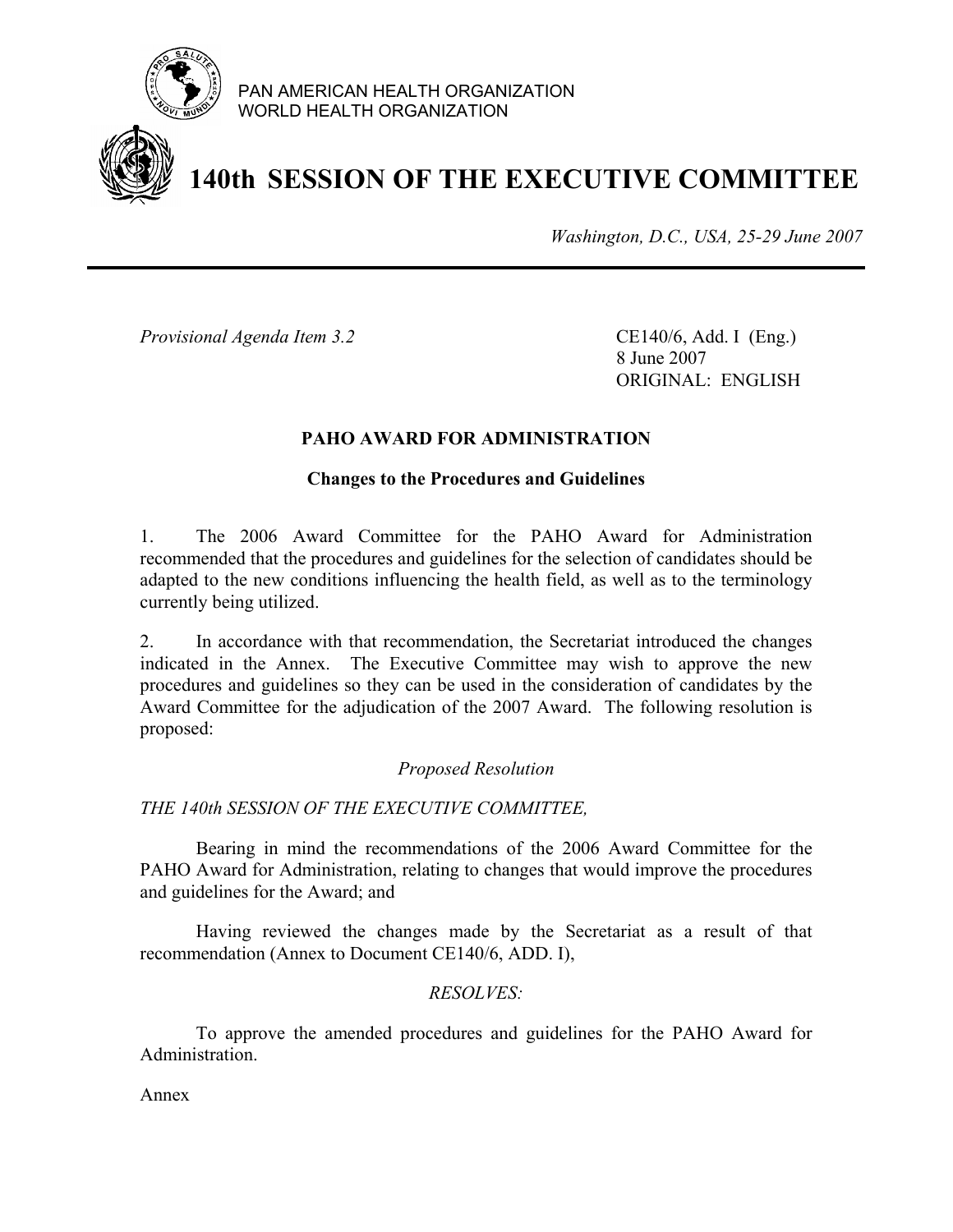PAN AMERICAN HEALTH ORGANIZATION
WORLD HEALTH ORGANIZATION

# 140th SESSION OF THE EXECUTIVE COMMITTEE

*Washington, D.C., USA, 25-29 June 2007*

---

*Provisional Agenda Item 3.2*

CE140/6, Add. I (Eng.)
8 June 2007
ORIGINAL: ENGLISH

## PAHO AWARD FOR ADMINISTRATION

### Changes to the Procedures and Guidelines

1. The 2006 Award Committee for the PAHO Award for Administration recommended that the procedures and guidelines for the selection of candidates should be adapted to the new conditions influencing the health field, as well as to the terminology currently being utilized.

2. In accordance with that recommendation, the Secretariat introduced the changes indicated in the Annex. The Executive Committee may wish to approve the new procedures and guidelines so they can be used in the consideration of candidates by the Award Committee for the adjudication of the 2007 Award. The following resolution is proposed:

*Proposed Resolution*

*THE 140th SESSION OF THE EXECUTIVE COMMITTEE,*

Bearing in mind the recommendations of the 2006 Award Committee for the PAHO Award for Administration, relating to changes that would improve the procedures and guidelines for the Award; and

Having reviewed the changes made by the Secretariat as a result of that recommendation (Annex to Document CE140/6, ADD. I),

*RESOLVES:*

To approve the amended procedures and guidelines for the PAHO Award for Administration.

Annex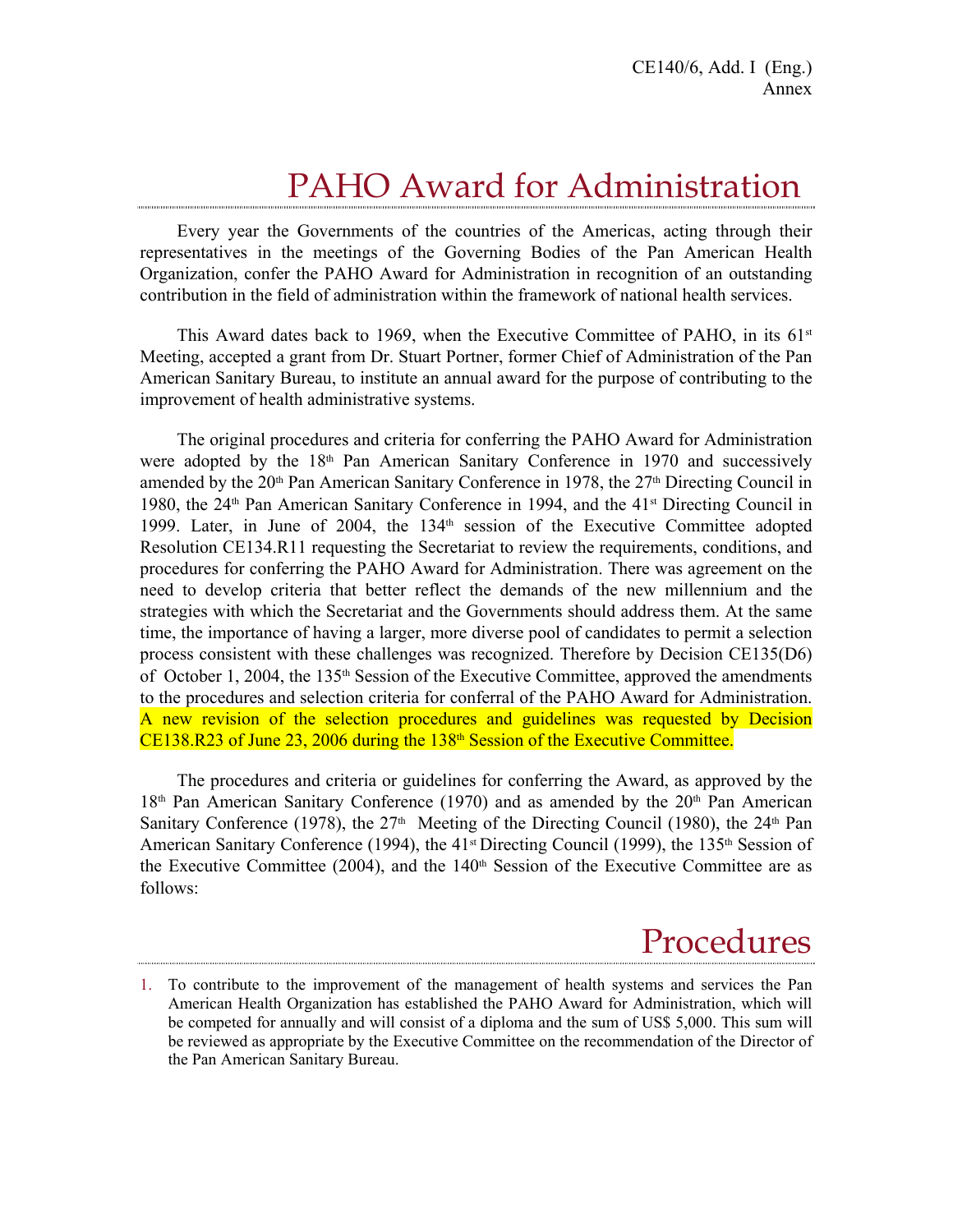# PAHO Award for Administration

Every year the Governments of the countries of the Americas, acting through their representatives in the meetings of the Governing Bodies of the Pan American Health Organization, confer the PAHO Award for Administration in recognition of an outstanding contribution in the field of administration within the framework of national health services.

This Award dates back to 1969, when the Executive Committee of PAHO, in its 61st Meeting, accepted a grant from Dr. Stuart Portner, former Chief of Administration of the Pan American Sanitary Bureau, to institute an annual award for the purpose of contributing to the improvement of health administrative systems.

The original procedures and criteria for conferring the PAHO Award for Administration were adopted by the 18th Pan American Sanitary Conference in 1970 and successively amended by the 20th Pan American Sanitary Conference in 1978, the 27th Directing Council in 1980, the 24th Pan American Sanitary Conference in 1994, and the 41st Directing Council in 1999. Later, in June of 2004, the 134th session of the Executive Committee adopted Resolution CE134.R11 requesting the Secretariat to review the requirements, conditions, and procedures for conferring the PAHO Award for Administration. There was agreement on the need to develop criteria that better reflect the demands of the new millennium and the strategies with which the Secretariat and the Governments should address them. At the same time, the importance of having a larger, more diverse pool of candidates to permit a selection process consistent with these challenges was recognized. Therefore by Decision CE135(D6) of October 1, 2004, the 135th Session of the Executive Committee, approved the amendments to the procedures and selection criteria for conferral of the PAHO Award for Administration. A new revision of the selection procedures and guidelines was requested by Decision CE138.R23 of June 23, 2006 during the 138th Session of the Executive Committee.

The procedures and criteria or guidelines for conferring the Award, as approved by the 18th Pan American Sanitary Conference (1970) and as amended by the 20th Pan American Sanitary Conference (1978), the 27th Meeting of the Directing Council (1980), the 24th Pan American Sanitary Conference (1994), the 41st Directing Council (1999), the 135th Session of the Executive Committee (2004), and the 140th Session of the Executive Committee are as follows:

# Procedures

1. To contribute to the improvement of the management of health systems and services the Pan American Health Organization has established the PAHO Award for Administration, which will be competed for annually and will consist of a diploma and the sum of US$ 5,000. This sum will be reviewed as appropriate by the Executive Committee on the recommendation of the Director of the Pan American Sanitary Bureau.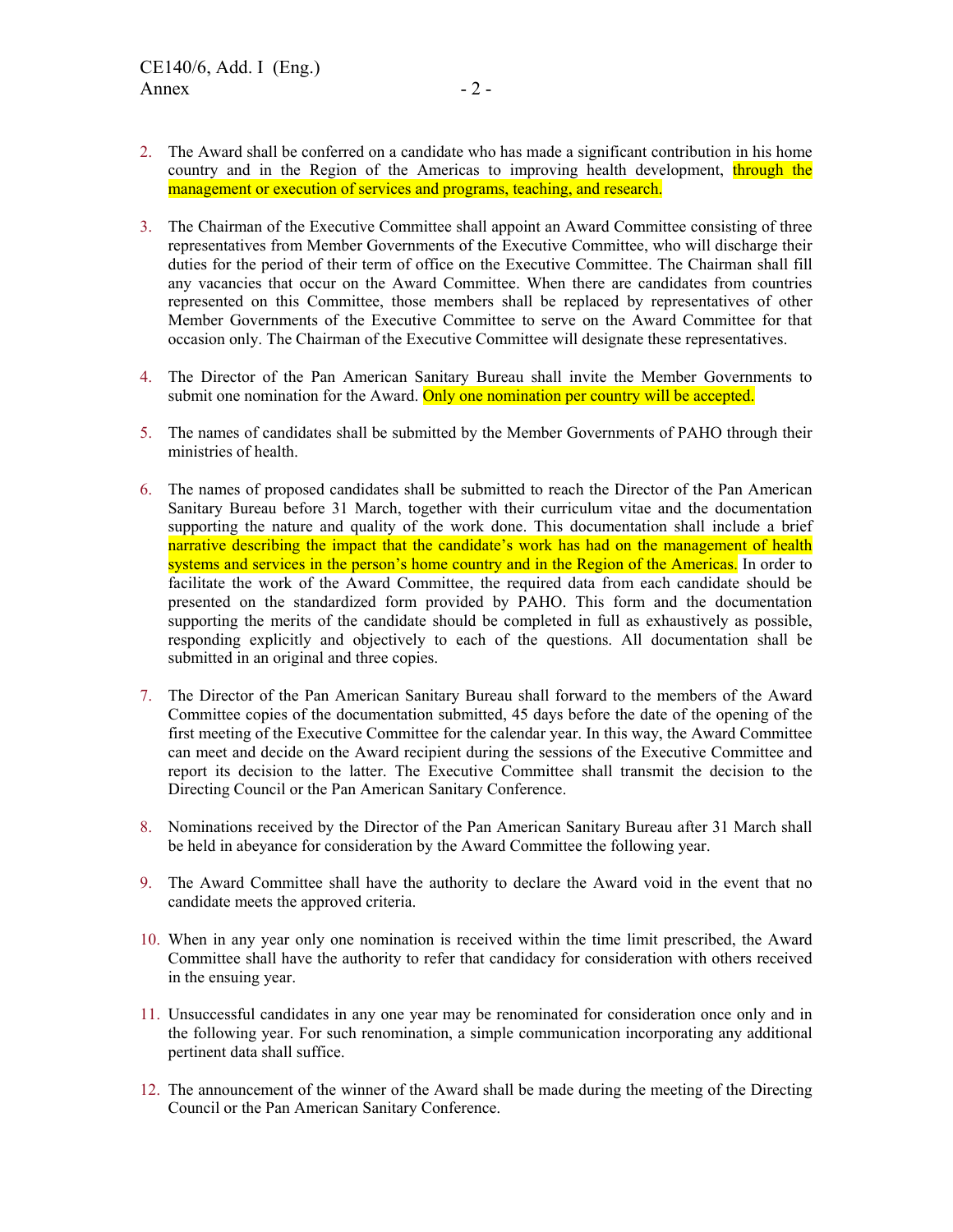2. The Award shall be conferred on a candidate who has made a significant contribution in his home country and in the Region of the Americas to improving health development, through the management or execution of services and programs, teaching, and research.

3. The Chairman of the Executive Committee shall appoint an Award Committee consisting of three representatives from Member Governments of the Executive Committee, who will discharge their duties for the period of their term of office on the Executive Committee. The Chairman shall fill any vacancies that occur on the Award Committee. When there are candidates from countries represented on this Committee, those members shall be replaced by representatives of other Member Governments of the Executive Committee to serve on the Award Committee for that occasion only. The Chairman of the Executive Committee will designate these representatives.

4. The Director of the Pan American Sanitary Bureau shall invite the Member Governments to submit one nomination for the Award. Only one nomination per country will be accepted.

5. The names of candidates shall be submitted by the Member Governments of PAHO through their ministries of health.

6. The names of proposed candidates shall be submitted to reach the Director of the Pan American Sanitary Bureau before 31 March, together with their curriculum vitae and the documentation supporting the nature and quality of the work done. This documentation shall include a brief narrative describing the impact that the candidate's work has had on the management of health systems and services in the person's home country and in the Region of the Americas. In order to facilitate the work of the Award Committee, the required data from each candidate should be presented on the standardized form provided by PAHO. This form and the documentation supporting the merits of the candidate should be completed in full as exhaustively as possible, responding explicitly and objectively to each of the questions. All documentation shall be submitted in an original and three copies.

7. The Director of the Pan American Sanitary Bureau shall forward to the members of the Award Committee copies of the documentation submitted, 45 days before the date of the opening of the first meeting of the Executive Committee for the calendar year. In this way, the Award Committee can meet and decide on the Award recipient during the sessions of the Executive Committee and report its decision to the latter. The Executive Committee shall transmit the decision to the Directing Council or the Pan American Sanitary Conference.

8. Nominations received by the Director of the Pan American Sanitary Bureau after 31 March shall be held in abeyance for consideration by the Award Committee the following year.

9. The Award Committee shall have the authority to declare the Award void in the event that no candidate meets the approved criteria.

10. When in any year only one nomination is received within the time limit prescribed, the Award Committee shall have the authority to refer that candidacy for consideration with others received in the ensuing year.

11. Unsuccessful candidates in any one year may be renominated for consideration once only and in the following year. For such renomination, a simple communication incorporating any additional pertinent data shall suffice.

12. The announcement of the winner of the Award shall be made during the meeting of the Directing Council or the Pan American Sanitary Conference.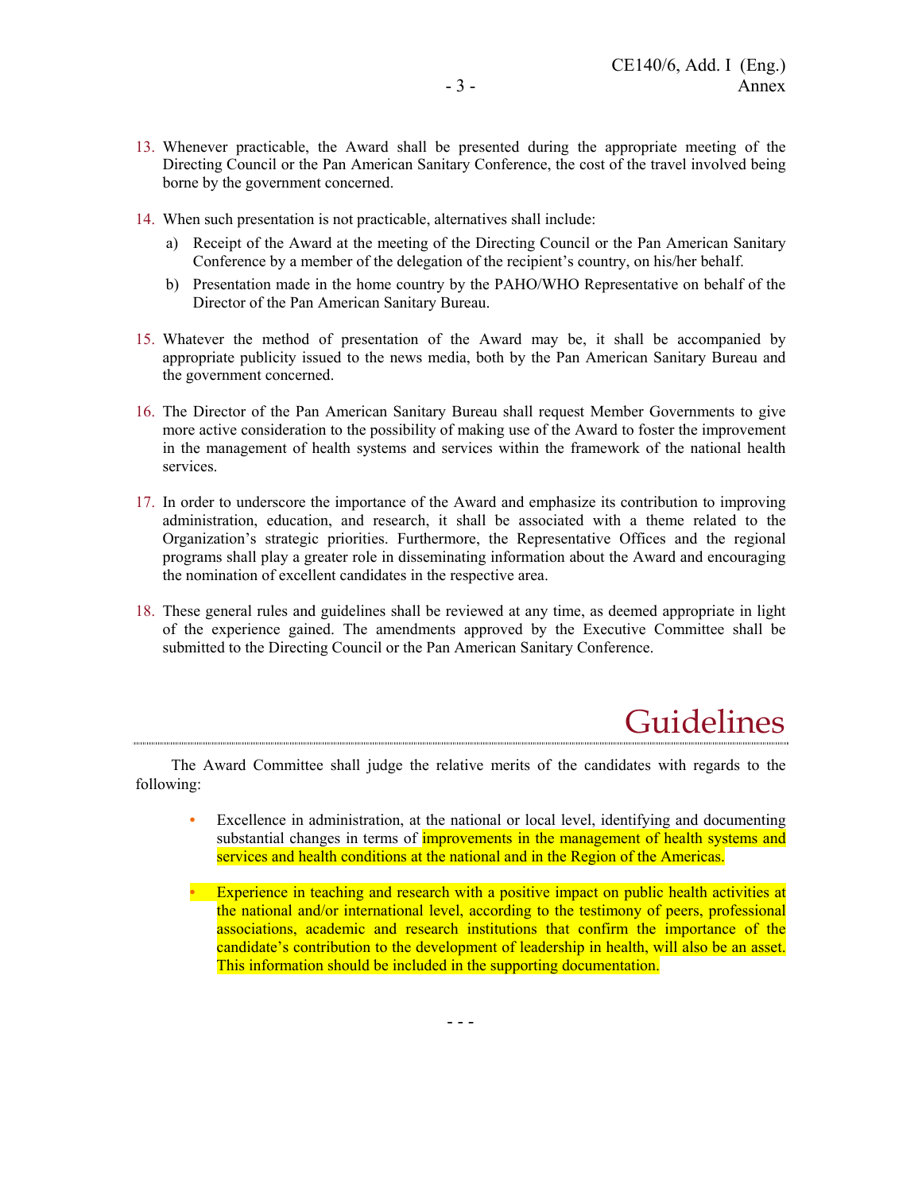13. Whenever practicable, the Award shall be presented during the appropriate meeting of the Directing Council or the Pan American Sanitary Conference, the cost of the travel involved being borne by the government concerned.

14. When such presentation is not practicable, alternatives shall include:

    a) Receipt of the Award at the meeting of the Directing Council or the Pan American Sanitary Conference by a member of the delegation of the recipient's country, on his/her behalf.

    b) Presentation made in the home country by the PAHO/WHO Representative on behalf of the Director of the Pan American Sanitary Bureau.

15. Whatever the method of presentation of the Award may be, it shall be accompanied by appropriate publicity issued to the news media, both by the Pan American Sanitary Bureau and the government concerned.

16. The Director of the Pan American Sanitary Bureau shall request Member Governments to give more active consideration to the possibility of making use of the Award to foster the improvement in the management of health systems and services within the framework of the national health services.

17. In order to underscore the importance of the Award and emphasize its contribution to improving administration, education, and research, it shall be associated with a theme related to the Organization's strategic priorities. Furthermore, the Representative Offices and the regional programs shall play a greater role in disseminating information about the Award and encouraging the nomination of excellent candidates in the respective area.

18. These general rules and guidelines shall be reviewed at any time, as deemed appropriate in light of the experience gained. The amendments approved by the Executive Committee shall be submitted to the Directing Council or the Pan American Sanitary Conference.

## Guidelines

The Award Committee shall judge the relative merits of the candidates with regards to the following:

- Excellence in administration, at the national or local level, identifying and documenting substantial changes in terms of improvements in the management of health systems and services and health conditions at the national and in the Region of the Americas.

- Experience in teaching and research with a positive impact on public health activities at the national and/or international level, according to the testimony of peers, professional associations, academic and research institutions that confirm the importance of the candidate's contribution to the development of leadership in health, will also be an asset. This information should be included in the supporting documentation.

- - -